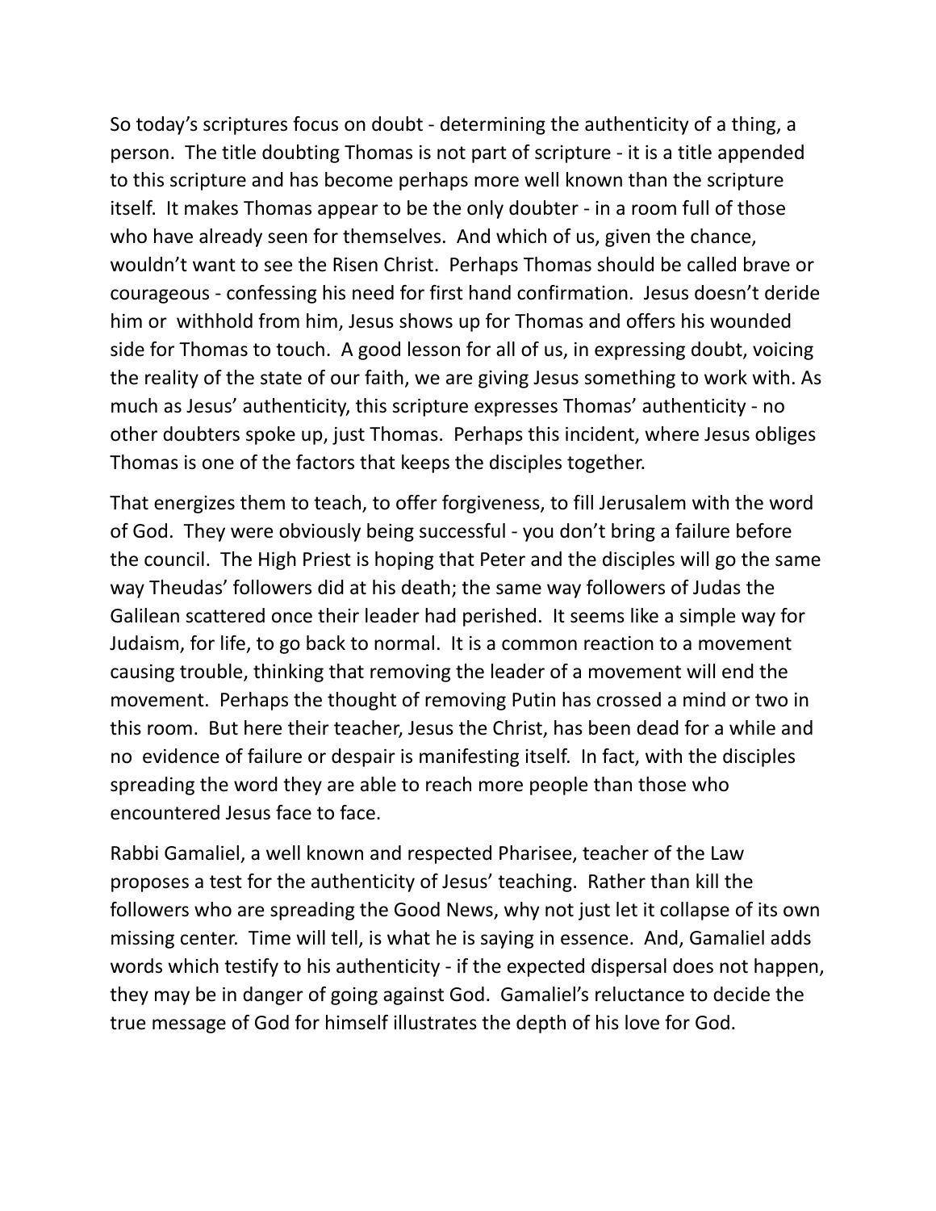So today's scriptures focus on doubt - determining the authenticity of a thing, a person. The title doubting Thomas is not part of scripture - it is a title appended to this scripture and has become perhaps more well known than the scripture itself. It makes Thomas appear to be the only doubter - in a room full of those who have already seen for themselves. And which of us, given the chance, wouldn't want to see the Risen Christ. Perhaps Thomas should be called brave or courageous - confessing his need for first hand confirmation. Jesus doesn't deride him or withhold from him, Jesus shows up for Thomas and offers his wounded side for Thomas to touch. A good lesson for all of us, in expressing doubt, voicing the reality of the state of our faith, we are giving Jesus something to work with. As much as Jesus' authenticity, this scripture expresses Thomas' authenticity - no other doubters spoke up, just Thomas. Perhaps this incident, where Jesus obliges Thomas is one of the factors that keeps the disciples together.

That energizes them to teach, to offer forgiveness, to fill Jerusalem with the word of God. They were obviously being successful - you don't bring a failure before the council. The High Priest is hoping that Peter and the disciples will go the same way Theudas' followers did at his death; the same way followers of Judas the Galilean scattered once their leader had perished. It seems like a simple way for Judaism, for life, to go back to normal. It is a common reaction to a movement causing trouble, thinking that removing the leader of a movement will end the movement. Perhaps the thought of removing Putin has crossed a mind or two in this room. But here their teacher, Jesus the Christ, has been dead for a while and no evidence of failure or despair is manifesting itself. In fact, with the disciples spreading the word they are able to reach more people than those who encountered Jesus face to face.

Rabbi Gamaliel, a well known and respected Pharisee, teacher of the Law proposes a test for the authenticity of Jesus' teaching. Rather than kill the followers who are spreading the Good News, why not just let it collapse of its own missing center. Time will tell, is what he is saying in essence. And, Gamaliel adds words which testify to his authenticity - if the expected dispersal does not happen, they may be in danger of going against God. Gamaliel's reluctance to decide the true message of God for himself illustrates the depth of his love for God.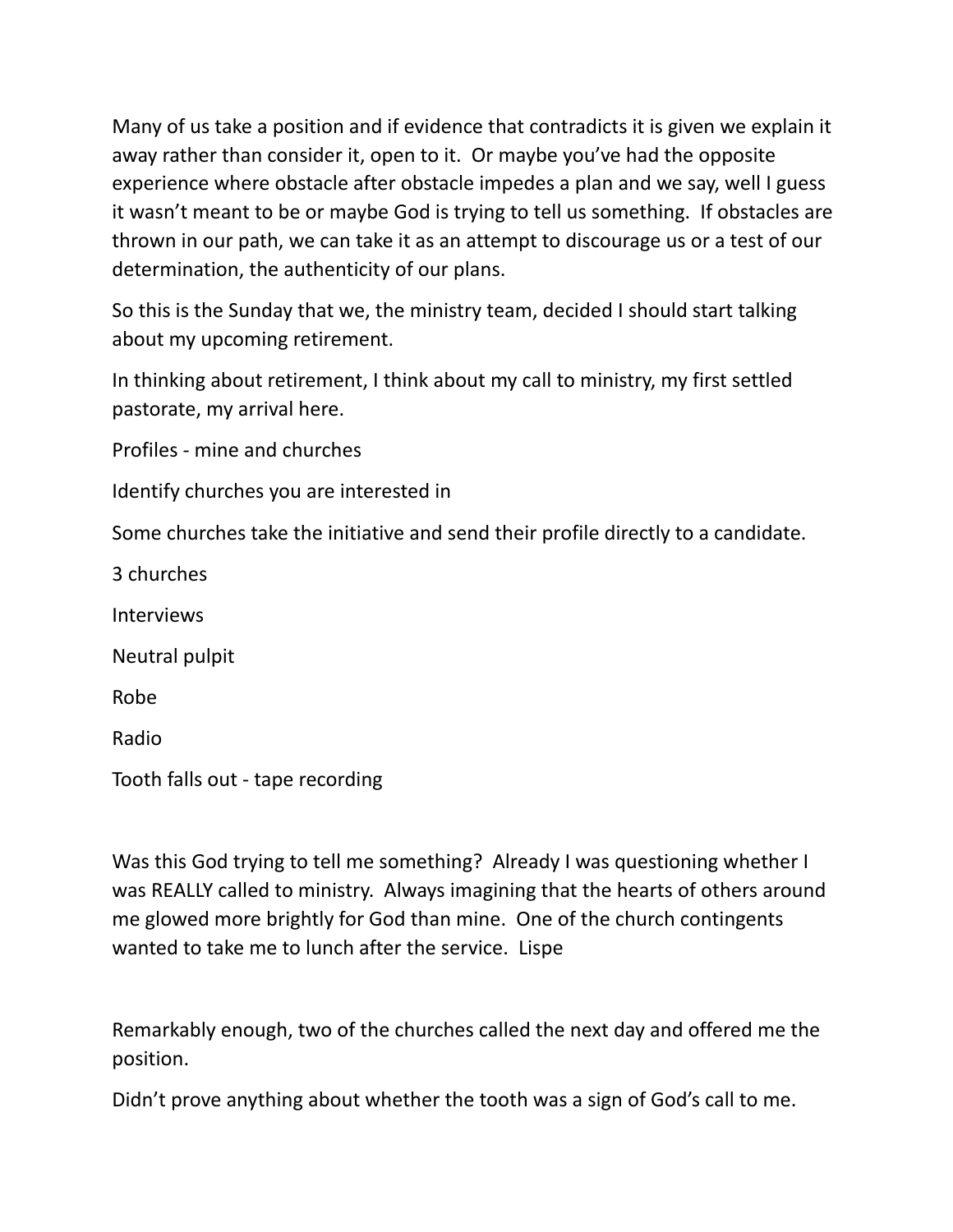Many of us take a position and if evidence that contradicts it is given we explain it away rather than consider it, open to it. Or maybe you've had the opposite experience where obstacle after obstacle impedes a plan and we say, well I guess it wasn't meant to be or maybe God is trying to tell us something. If obstacles are thrown in our path, we can take it as an attempt to discourage us or a test of our determination, the authenticity of our plans.

So this is the Sunday that we, the ministry team, decided I should start talking about my upcoming retirement.

In thinking about retirement, I think about my call to ministry, my first settled pastorate, my arrival here.

Profiles - mine and churches

Identify churches you are interested in

Some churches take the initiative and send their profile directly to a candidate.

3 churches

Interviews

Neutral pulpit

Robe

Radio

Tooth falls out - tape recording

Was this God trying to tell me something? Already I was questioning whether I was REALLY called to ministry. Always imagining that the hearts of others around me glowed more brightly for God than mine. One of the church contingents wanted to take me to lunch after the service. Lispe

Remarkably enough, two of the churches called the next day and offered me the position.

Didn't prove anything about whether the tooth was a sign of God's call to me.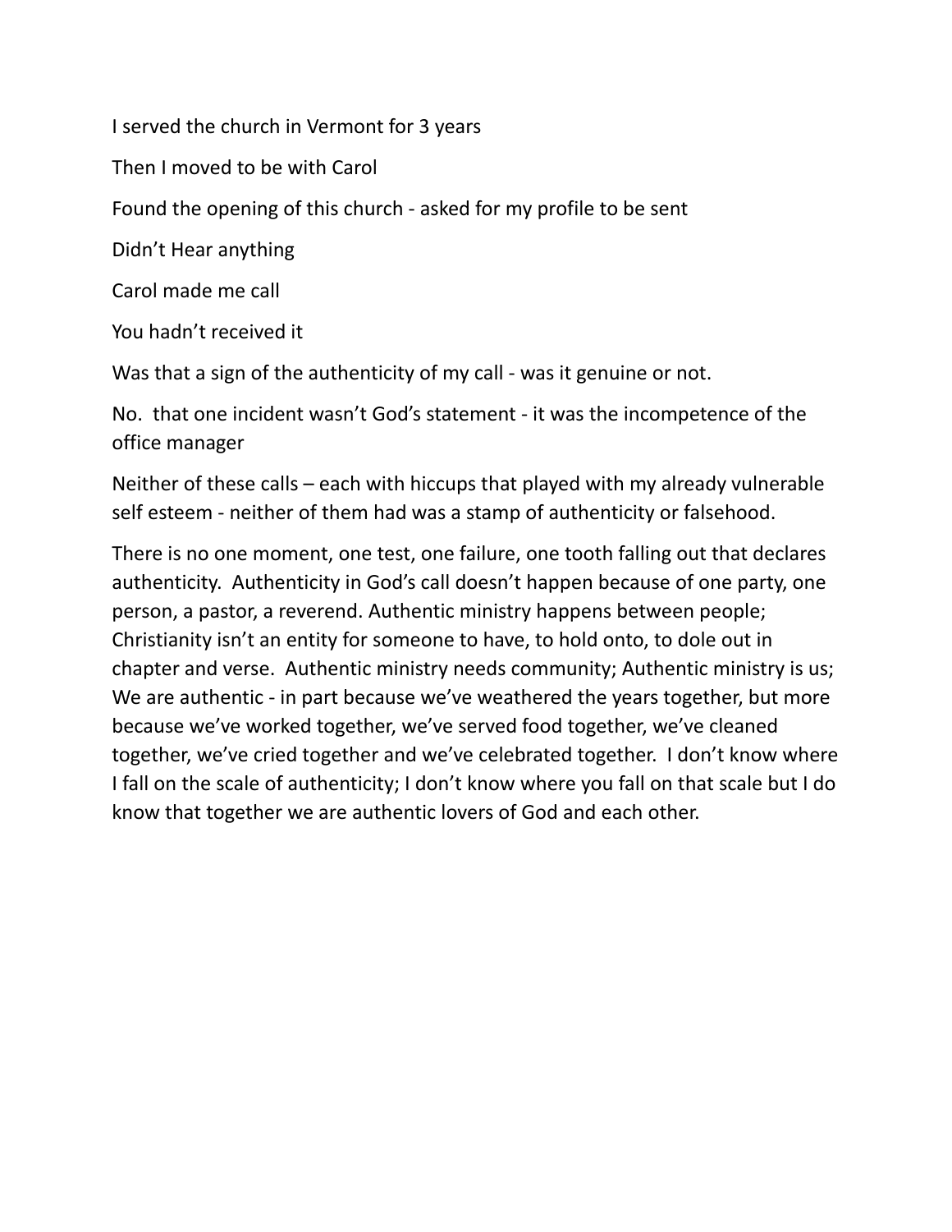I served the church in Vermont for 3 years

Then I moved to be with Carol

Found the opening of this church - asked for my profile to be sent

Didn't Hear anything

Carol made me call

You hadn't received it

Was that a sign of the authenticity of my call - was it genuine or not.

No. that one incident wasn't God's statement - it was the incompetence of the office manager

Neither of these calls – each with hiccups that played with my already vulnerable self esteem - neither of them had was a stamp of authenticity or falsehood.

There is no one moment, one test, one failure, one tooth falling out that declares authenticity. Authenticity in God's call doesn't happen because of one party, one person, a pastor, a reverend. Authentic ministry happens between people; Christianity isn't an entity for someone to have, to hold onto, to dole out in chapter and verse. Authentic ministry needs community; Authentic ministry is us; We are authentic - in part because we've weathered the years together, but more because we've worked together, we've served food together, we've cleaned together, we've cried together and we've celebrated together. I don't know where I fall on the scale of authenticity; I don't know where you fall on that scale but I do know that together we are authentic lovers of God and each other.